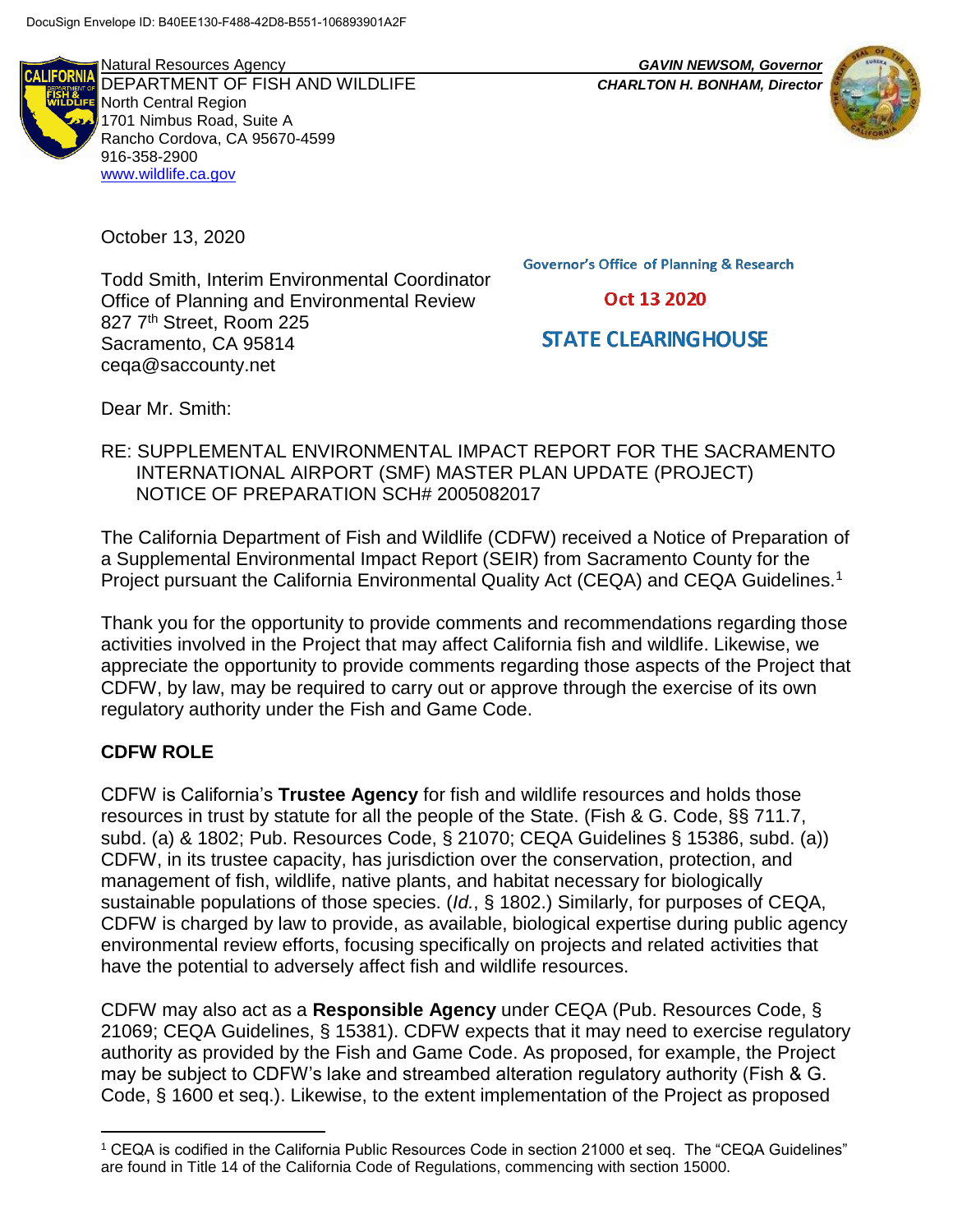DocuSign Envelope ID: B40EE130-F488-42D8-B551-106893901A2F

Natural Resources Agency
DEPARTMENT OF FISH AND WILDLIFE
North Central Region
1701 Nimbus Road, Suite A
Rancho Cordova, CA 95670-4599
916-358-2900
www.wildlife.ca.gov

*GAVIN NEWSOM, Governor*
*CHARLTON H. BONHAM, Director*

October 13, 2020

Governor's Office of Planning & Research

Oct 13 2020

STATE CLEARINGHOUSE

Todd Smith, Interim Environmental Coordinator
Office of Planning and Environmental Review
827 7th Street, Room 225
Sacramento, CA 95814
ceqa@saccounty.net

Dear Mr. Smith:

RE: SUPPLEMENTAL ENVIRONMENTAL IMPACT REPORT FOR THE SACRAMENTO INTERNATIONAL AIRPORT (SMF) MASTER PLAN UPDATE (PROJECT) NOTICE OF PREPARATION SCH# 2005082017

The California Department of Fish and Wildlife (CDFW) received a Notice of Preparation of a Supplemental Environmental Impact Report (SEIR) from Sacramento County for the Project pursuant the California Environmental Quality Act (CEQA) and CEQA Guidelines.[1]

Thank you for the opportunity to provide comments and recommendations regarding those activities involved in the Project that may affect California fish and wildlife. Likewise, we appreciate the opportunity to provide comments regarding those aspects of the Project that CDFW, by law, may be required to carry out or approve through the exercise of its own regulatory authority under the Fish and Game Code.

## CDFW ROLE

CDFW is California's **Trustee Agency** for fish and wildlife resources and holds those resources in trust by statute for all the people of the State. (Fish & G. Code, §§ 711.7, subd. (a) & 1802; Pub. Resources Code, § 21070; CEQA Guidelines § 15386, subd. (a)) CDFW, in its trustee capacity, has jurisdiction over the conservation, protection, and management of fish, wildlife, native plants, and habitat necessary for biologically sustainable populations of those species. (*Id.*, § 1802.) Similarly, for purposes of CEQA, CDFW is charged by law to provide, as available, biological expertise during public agency environmental review efforts, focusing specifically on projects and related activities that have the potential to adversely affect fish and wildlife resources.

CDFW may also act as a **Responsible Agency** under CEQA (Pub. Resources Code, § 21069; CEQA Guidelines, § 15381). CDFW expects that it may need to exercise regulatory authority as provided by the Fish and Game Code. As proposed, for example, the Project may be subject to CDFW's lake and streambed alteration regulatory authority (Fish & G. Code, § 1600 et seq.). Likewise, to the extent implementation of the Project as proposed

[1] CEQA is codified in the California Public Resources Code in section 21000 et seq. The "CEQA Guidelines" are found in Title 14 of the California Code of Regulations, commencing with section 15000.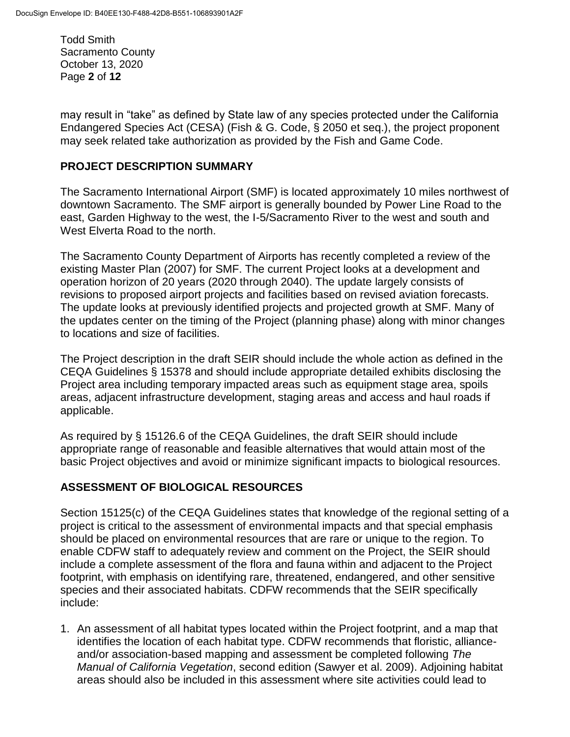may result in "take" as defined by State law of any species protected under the California Endangered Species Act (CESA) (Fish & G. Code, § 2050 et seq.), the project proponent may seek related take authorization as provided by the Fish and Game Code.

## PROJECT DESCRIPTION SUMMARY

The Sacramento International Airport (SMF) is located approximately 10 miles northwest of downtown Sacramento. The SMF airport is generally bounded by Power Line Road to the east, Garden Highway to the west, the I-5/Sacramento River to the west and south and West Elverta Road to the north.

The Sacramento County Department of Airports has recently completed a review of the existing Master Plan (2007) for SMF. The current Project looks at a development and operation horizon of 20 years (2020 through 2040). The update largely consists of revisions to proposed airport projects and facilities based on revised aviation forecasts. The update looks at previously identified projects and projected growth at SMF. Many of the updates center on the timing of the Project (planning phase) along with minor changes to locations and size of facilities.

The Project description in the draft SEIR should include the whole action as defined in the CEQA Guidelines § 15378 and should include appropriate detailed exhibits disclosing the Project area including temporary impacted areas such as equipment stage area, spoils areas, adjacent infrastructure development, staging areas and access and haul roads if applicable.

As required by § 15126.6 of the CEQA Guidelines, the draft SEIR should include appropriate range of reasonable and feasible alternatives that would attain most of the basic Project objectives and avoid or minimize significant impacts to biological resources.

## ASSESSMENT OF BIOLOGICAL RESOURCES

Section 15125(c) of the CEQA Guidelines states that knowledge of the regional setting of a project is critical to the assessment of environmental impacts and that special emphasis should be placed on environmental resources that are rare or unique to the region. To enable CDFW staff to adequately review and comment on the Project, the SEIR should include a complete assessment of the flora and fauna within and adjacent to the Project footprint, with emphasis on identifying rare, threatened, endangered, and other sensitive species and their associated habitats. CDFW recommends that the SEIR specifically include:

1. An assessment of all habitat types located within the Project footprint, and a map that identifies the location of each habitat type. CDFW recommends that floristic, alliance- and/or association-based mapping and assessment be completed following *The Manual of California Vegetation*, second edition (Sawyer et al. 2009). Adjoining habitat areas should also be included in this assessment where site activities could lead to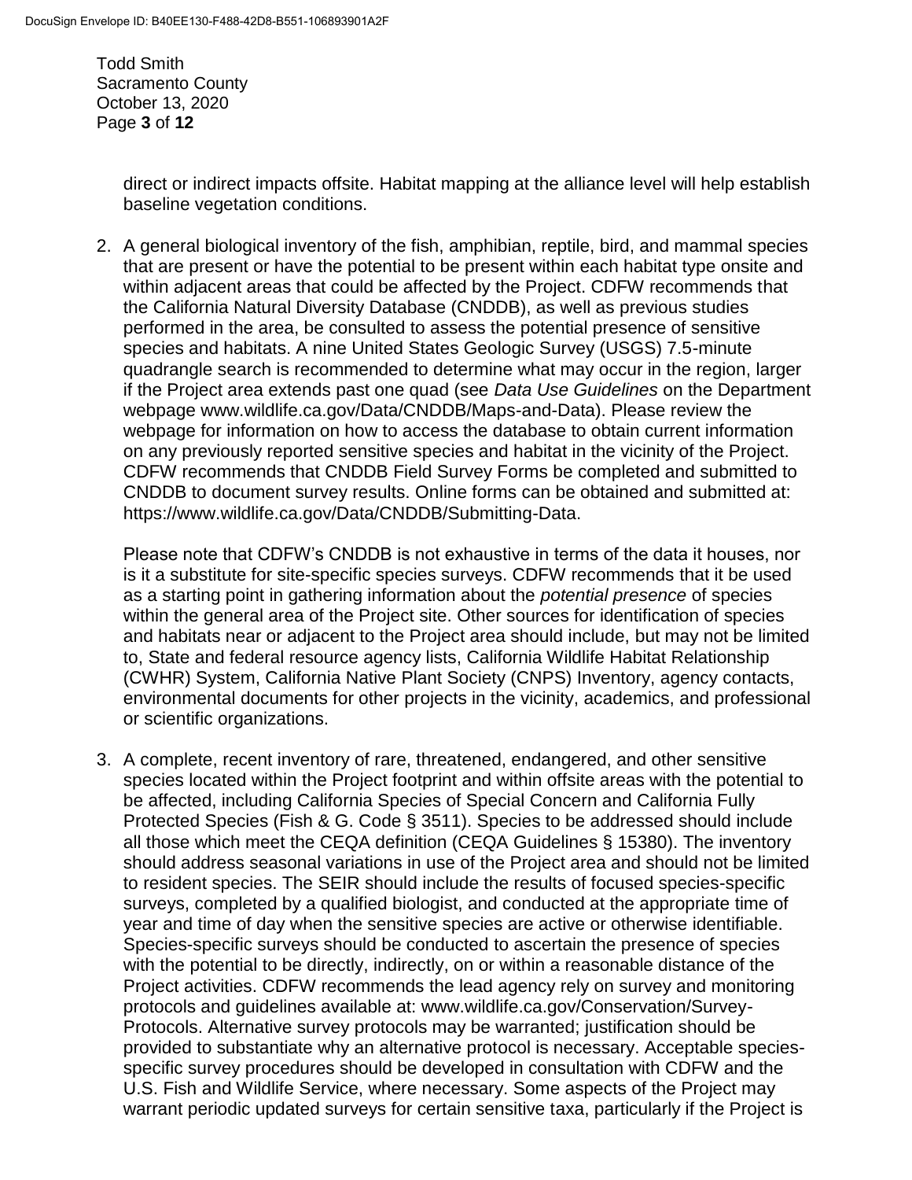direct or indirect impacts offsite. Habitat mapping at the alliance level will help establish baseline vegetation conditions.

2. A general biological inventory of the fish, amphibian, reptile, bird, and mammal species that are present or have the potential to be present within each habitat type onsite and within adjacent areas that could be affected by the Project. CDFW recommends that the California Natural Diversity Database (CNDDB), as well as previous studies performed in the area, be consulted to assess the potential presence of sensitive species and habitats. A nine United States Geologic Survey (USGS) 7.5-minute quadrangle search is recommended to determine what may occur in the region, larger if the Project area extends past one quad (see *Data Use Guidelines* on the Department webpage www.wildlife.ca.gov/Data/CNDDB/Maps-and-Data). Please review the webpage for information on how to access the database to obtain current information on any previously reported sensitive species and habitat in the vicinity of the Project. CDFW recommends that CNDDB Field Survey Forms be completed and submitted to CNDDB to document survey results. Online forms can be obtained and submitted at: https://www.wildlife.ca.gov/Data/CNDDB/Submitting-Data.

   Please note that CDFW's CNDDB is not exhaustive in terms of the data it houses, nor is it a substitute for site-specific species surveys. CDFW recommends that it be used as a starting point in gathering information about the *potential presence* of species within the general area of the Project site. Other sources for identification of species and habitats near or adjacent to the Project area should include, but may not be limited to, State and federal resource agency lists, California Wildlife Habitat Relationship (CWHR) System, California Native Plant Society (CNPS) Inventory, agency contacts, environmental documents for other projects in the vicinity, academics, and professional or scientific organizations.

3. A complete, recent inventory of rare, threatened, endangered, and other sensitive species located within the Project footprint and within offsite areas with the potential to be affected, including California Species of Special Concern and California Fully Protected Species (Fish & G. Code § 3511). Species to be addressed should include all those which meet the CEQA definition (CEQA Guidelines § 15380). The inventory should address seasonal variations in use of the Project area and should not be limited to resident species. The SEIR should include the results of focused species-specific surveys, completed by a qualified biologist, and conducted at the appropriate time of year and time of day when the sensitive species are active or otherwise identifiable. Species-specific surveys should be conducted to ascertain the presence of species with the potential to be directly, indirectly, on or within a reasonable distance of the Project activities. CDFW recommends the lead agency rely on survey and monitoring protocols and guidelines available at: www.wildlife.ca.gov/Conservation/Survey-Protocols. Alternative survey protocols may be warranted; justification should be provided to substantiate why an alternative protocol is necessary. Acceptable species-specific survey procedures should be developed in consultation with CDFW and the U.S. Fish and Wildlife Service, where necessary. Some aspects of the Project may warrant periodic updated surveys for certain sensitive taxa, particularly if the Project is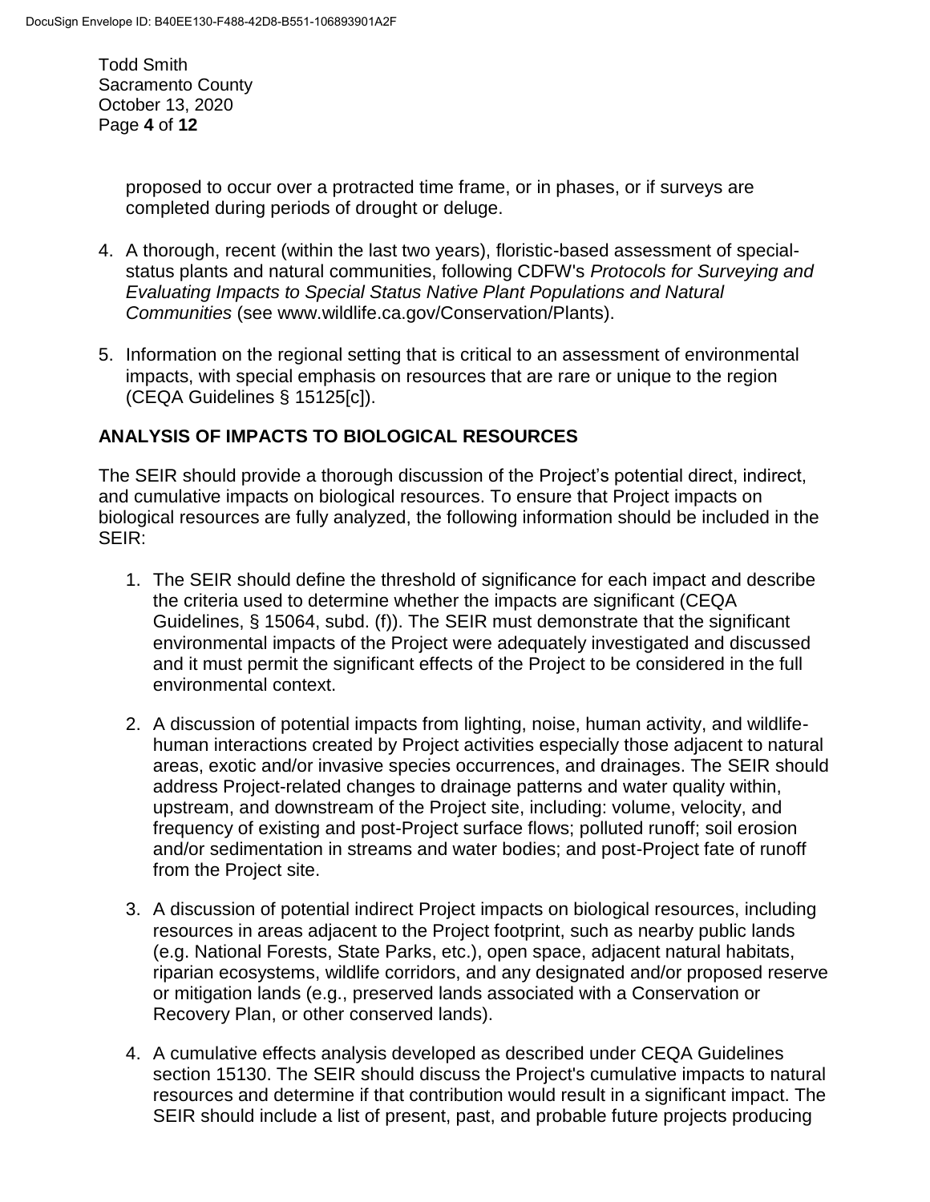proposed to occur over a protracted time frame, or in phases, or if surveys are completed during periods of drought or deluge.

4. A thorough, recent (within the last two years), floristic-based assessment of special-status plants and natural communities, following CDFW's *Protocols for Surveying and Evaluating Impacts to Special Status Native Plant Populations and Natural Communities* (see www.wildlife.ca.gov/Conservation/Plants).

5. Information on the regional setting that is critical to an assessment of environmental impacts, with special emphasis on resources that are rare or unique to the region (CEQA Guidelines § 15125[c]).

## ANALYSIS OF IMPACTS TO BIOLOGICAL RESOURCES

The SEIR should provide a thorough discussion of the Project's potential direct, indirect, and cumulative impacts on biological resources. To ensure that Project impacts on biological resources are fully analyzed, the following information should be included in the SEIR:

1. The SEIR should define the threshold of significance for each impact and describe the criteria used to determine whether the impacts are significant (CEQA Guidelines, § 15064, subd. (f)). The SEIR must demonstrate that the significant environmental impacts of the Project were adequately investigated and discussed and it must permit the significant effects of the Project to be considered in the full environmental context.

2. A discussion of potential impacts from lighting, noise, human activity, and wildlife-human interactions created by Project activities especially those adjacent to natural areas, exotic and/or invasive species occurrences, and drainages. The SEIR should address Project-related changes to drainage patterns and water quality within, upstream, and downstream of the Project site, including: volume, velocity, and frequency of existing and post-Project surface flows; polluted runoff; soil erosion and/or sedimentation in streams and water bodies; and post-Project fate of runoff from the Project site.

3. A discussion of potential indirect Project impacts on biological resources, including resources in areas adjacent to the Project footprint, such as nearby public lands (e.g. National Forests, State Parks, etc.), open space, adjacent natural habitats, riparian ecosystems, wildlife corridors, and any designated and/or proposed reserve or mitigation lands (e.g., preserved lands associated with a Conservation or Recovery Plan, or other conserved lands).

4. A cumulative effects analysis developed as described under CEQA Guidelines section 15130. The SEIR should discuss the Project's cumulative impacts to natural resources and determine if that contribution would result in a significant impact. The SEIR should include a list of present, past, and probable future projects producing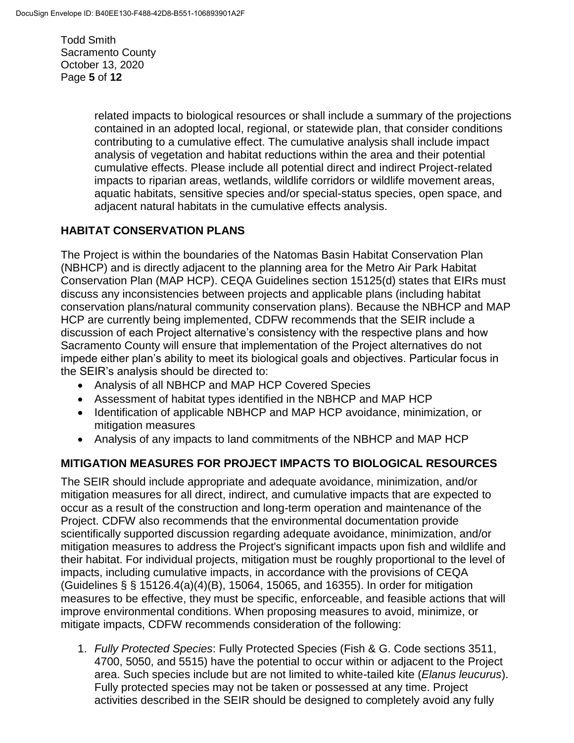related impacts to biological resources or shall include a summary of the projections contained in an adopted local, regional, or statewide plan, that consider conditions contributing to a cumulative effect. The cumulative analysis shall include impact analysis of vegetation and habitat reductions within the area and their potential cumulative effects. Please include all potential direct and indirect Project-related impacts to riparian areas, wetlands, wildlife corridors or wildlife movement areas, aquatic habitats, sensitive species and/or special-status species, open space, and adjacent natural habitats in the cumulative effects analysis.

## HABITAT CONSERVATION PLANS

The Project is within the boundaries of the Natomas Basin Habitat Conservation Plan (NBHCP) and is directly adjacent to the planning area for the Metro Air Park Habitat Conservation Plan (MAP HCP). CEQA Guidelines section 15125(d) states that EIRs must discuss any inconsistencies between projects and applicable plans (including habitat conservation plans/natural community conservation plans). Because the NBHCP and MAP HCP are currently being implemented, CDFW recommends that the SEIR include a discussion of each Project alternative's consistency with the respective plans and how Sacramento County will ensure that implementation of the Project alternatives do not impede either plan's ability to meet its biological goals and objectives. Particular focus in the SEIR's analysis should be directed to:

- Analysis of all NBHCP and MAP HCP Covered Species
- Assessment of habitat types identified in the NBHCP and MAP HCP
- Identification of applicable NBHCP and MAP HCP avoidance, minimization, or mitigation measures
- Analysis of any impacts to land commitments of the NBHCP and MAP HCP

## MITIGATION MEASURES FOR PROJECT IMPACTS TO BIOLOGICAL RESOURCES

The SEIR should include appropriate and adequate avoidance, minimization, and/or mitigation measures for all direct, indirect, and cumulative impacts that are expected to occur as a result of the construction and long-term operation and maintenance of the Project. CDFW also recommends that the environmental documentation provide scientifically supported discussion regarding adequate avoidance, minimization, and/or mitigation measures to address the Project's significant impacts upon fish and wildlife and their habitat. For individual projects, mitigation must be roughly proportional to the level of impacts, including cumulative impacts, in accordance with the provisions of CEQA (Guidelines § § 15126.4(a)(4)(B), 15064, 15065, and 16355). In order for mitigation measures to be effective, they must be specific, enforceable, and feasible actions that will improve environmental conditions. When proposing measures to avoid, minimize, or mitigate impacts, CDFW recommends consideration of the following:

1. *Fully Protected Species*: Fully Protected Species (Fish & G. Code sections 3511, 4700, 5050, and 5515) have the potential to occur within or adjacent to the Project area. Such species include but are not limited to white-tailed kite (*Elanus leucurus*). Fully protected species may not be taken or possessed at any time. Project activities described in the SEIR should be designed to completely avoid any fully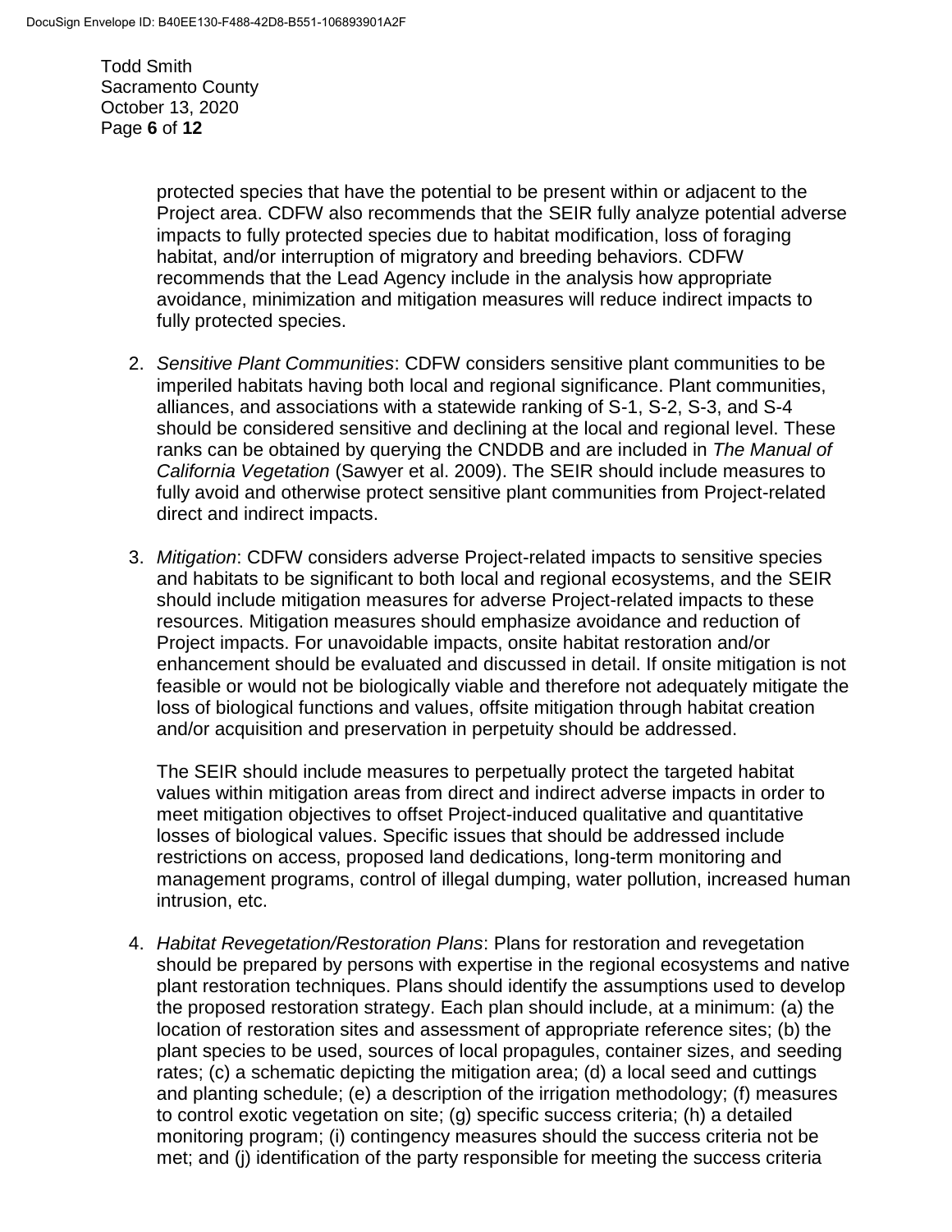protected species that have the potential to be present within or adjacent to the Project area. CDFW also recommends that the SEIR fully analyze potential adverse impacts to fully protected species due to habitat modification, loss of foraging habitat, and/or interruption of migratory and breeding behaviors. CDFW recommends that the Lead Agency include in the analysis how appropriate avoidance, minimization and mitigation measures will reduce indirect impacts to fully protected species.

2. *Sensitive Plant Communities*: CDFW considers sensitive plant communities to be imperiled habitats having both local and regional significance. Plant communities, alliances, and associations with a statewide ranking of S-1, S-2, S-3, and S-4 should be considered sensitive and declining at the local and regional level. These ranks can be obtained by querying the CNDDB and are included in *The Manual of California Vegetation* (Sawyer et al. 2009). The SEIR should include measures to fully avoid and otherwise protect sensitive plant communities from Project-related direct and indirect impacts.

3. *Mitigation*: CDFW considers adverse Project-related impacts to sensitive species and habitats to be significant to both local and regional ecosystems, and the SEIR should include mitigation measures for adverse Project-related impacts to these resources. Mitigation measures should emphasize avoidance and reduction of Project impacts. For unavoidable impacts, onsite habitat restoration and/or enhancement should be evaluated and discussed in detail. If onsite mitigation is not feasible or would not be biologically viable and therefore not adequately mitigate the loss of biological functions and values, offsite mitigation through habitat creation and/or acquisition and preservation in perpetuity should be addressed.

   The SEIR should include measures to perpetually protect the targeted habitat values within mitigation areas from direct and indirect adverse impacts in order to meet mitigation objectives to offset Project-induced qualitative and quantitative losses of biological values. Specific issues that should be addressed include restrictions on access, proposed land dedications, long-term monitoring and management programs, control of illegal dumping, water pollution, increased human intrusion, etc.

4. *Habitat Revegetation/Restoration Plans*: Plans for restoration and revegetation should be prepared by persons with expertise in the regional ecosystems and native plant restoration techniques. Plans should identify the assumptions used to develop the proposed restoration strategy. Each plan should include, at a minimum: (a) the location of restoration sites and assessment of appropriate reference sites; (b) the plant species to be used, sources of local propagules, container sizes, and seeding rates; (c) a schematic depicting the mitigation area; (d) a local seed and cuttings and planting schedule; (e) a description of the irrigation methodology; (f) measures to control exotic vegetation on site; (g) specific success criteria; (h) a detailed monitoring program; (i) contingency measures should the success criteria not be met; and (j) identification of the party responsible for meeting the success criteria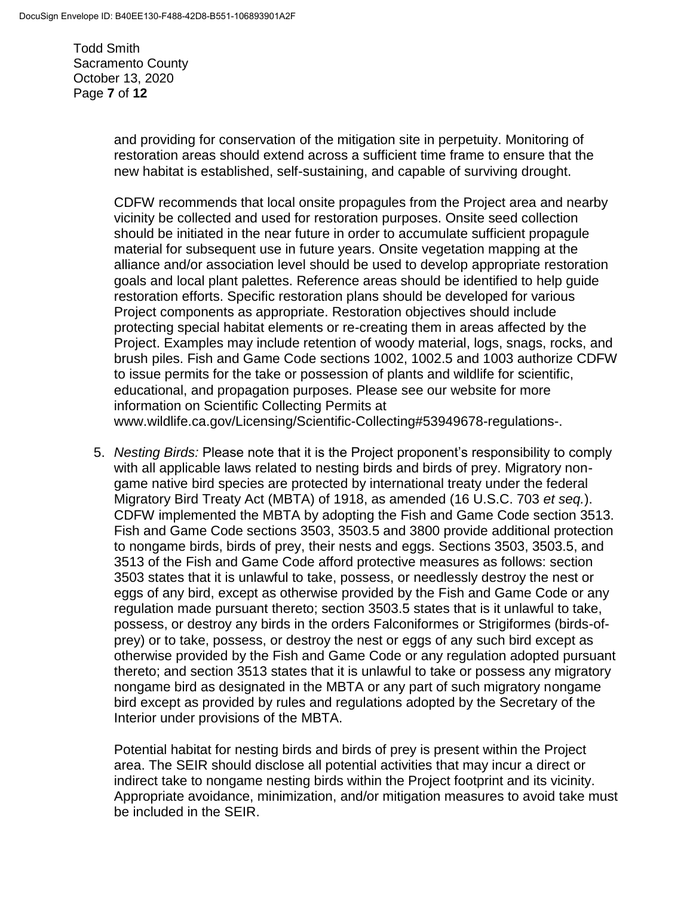and providing for conservation of the mitigation site in perpetuity. Monitoring of restoration areas should extend across a sufficient time frame to ensure that the new habitat is established, self-sustaining, and capable of surviving drought.

CDFW recommends that local onsite propagules from the Project area and nearby vicinity be collected and used for restoration purposes. Onsite seed collection should be initiated in the near future in order to accumulate sufficient propagule material for subsequent use in future years. Onsite vegetation mapping at the alliance and/or association level should be used to develop appropriate restoration goals and local plant palettes. Reference areas should be identified to help guide restoration efforts. Specific restoration plans should be developed for various Project components as appropriate. Restoration objectives should include protecting special habitat elements or re-creating them in areas affected by the Project. Examples may include retention of woody material, logs, snags, rocks, and brush piles. Fish and Game Code sections 1002, 1002.5 and 1003 authorize CDFW to issue permits for the take or possession of plants and wildlife for scientific, educational, and propagation purposes. Please see our website for more information on Scientific Collecting Permits at www.wildlife.ca.gov/Licensing/Scientific-Collecting#53949678-regulations-.

5. *Nesting Birds:* Please note that it is the Project proponent's responsibility to comply with all applicable laws related to nesting birds and birds of prey. Migratory non-game native bird species are protected by international treaty under the federal Migratory Bird Treaty Act (MBTA) of 1918, as amended (16 U.S.C. 703 *et seq.*). CDFW implemented the MBTA by adopting the Fish and Game Code section 3513. Fish and Game Code sections 3503, 3503.5 and 3800 provide additional protection to nongame birds, birds of prey, their nests and eggs. Sections 3503, 3503.5, and 3513 of the Fish and Game Code afford protective measures as follows: section 3503 states that it is unlawful to take, possess, or needlessly destroy the nest or eggs of any bird, except as otherwise provided by the Fish and Game Code or any regulation made pursuant thereto; section 3503.5 states that is it unlawful to take, possess, or destroy any birds in the orders Falconiformes or Strigiformes (birds-of-prey) or to take, possess, or destroy the nest or eggs of any such bird except as otherwise provided by the Fish and Game Code or any regulation adopted pursuant thereto; and section 3513 states that it is unlawful to take or possess any migratory nongame bird as designated in the MBTA or any part of such migratory nongame bird except as provided by rules and regulations adopted by the Secretary of the Interior under provisions of the MBTA.

   Potential habitat for nesting birds and birds of prey is present within the Project area. The SEIR should disclose all potential activities that may incur a direct or indirect take to nongame nesting birds within the Project footprint and its vicinity. Appropriate avoidance, minimization, and/or mitigation measures to avoid take must be included in the SEIR.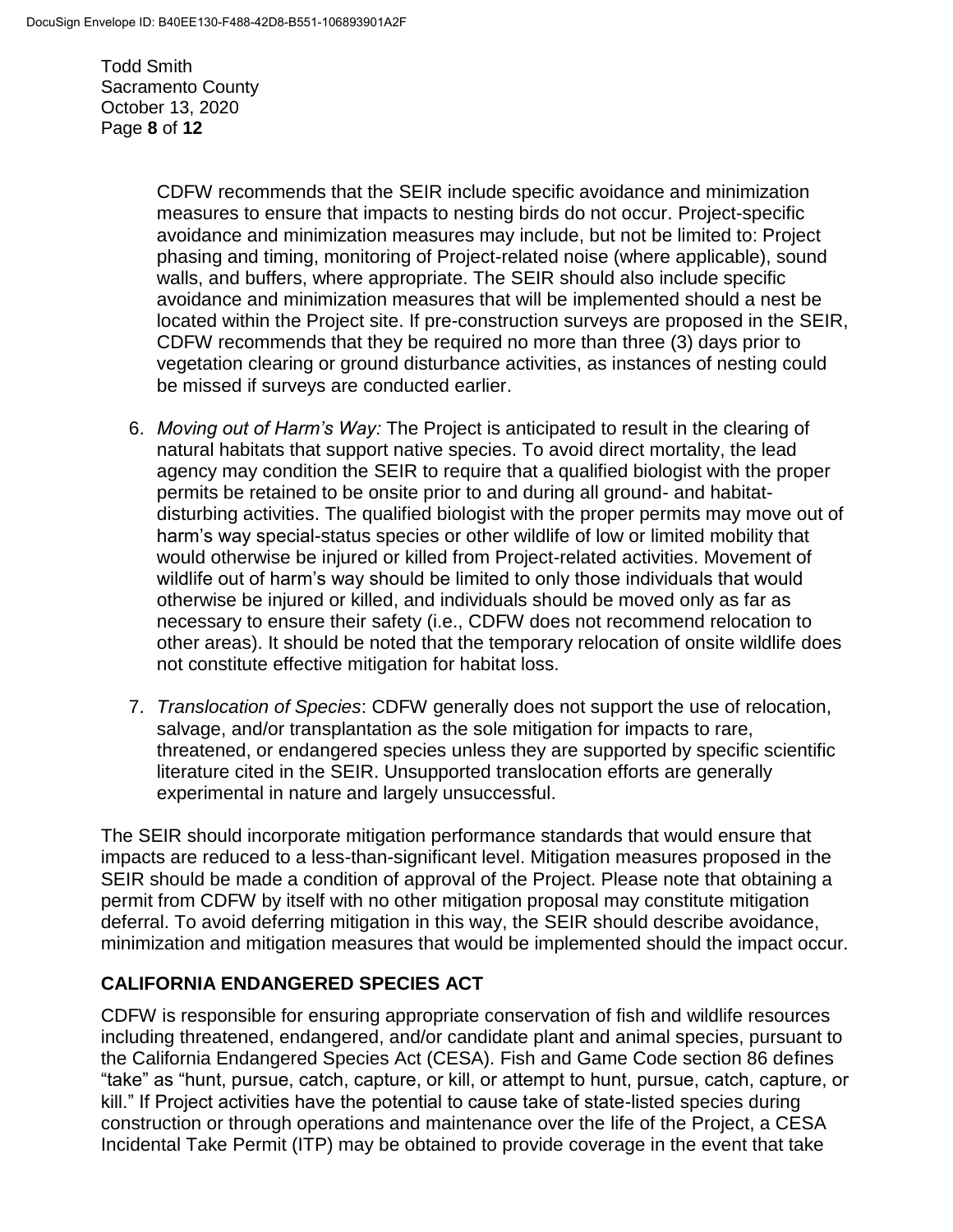CDFW recommends that the SEIR include specific avoidance and minimization measures to ensure that impacts to nesting birds do not occur. Project-specific avoidance and minimization measures may include, but not be limited to: Project phasing and timing, monitoring of Project-related noise (where applicable), sound walls, and buffers, where appropriate. The SEIR should also include specific avoidance and minimization measures that will be implemented should a nest be located within the Project site. If pre-construction surveys are proposed in the SEIR, CDFW recommends that they be required no more than three (3) days prior to vegetation clearing or ground disturbance activities, as instances of nesting could be missed if surveys are conducted earlier.

6. *Moving out of Harm's Way:* The Project is anticipated to result in the clearing of natural habitats that support native species. To avoid direct mortality, the lead agency may condition the SEIR to require that a qualified biologist with the proper permits be retained to be onsite prior to and during all ground- and habitat-disturbing activities. The qualified biologist with the proper permits may move out of harm's way special-status species or other wildlife of low or limited mobility that would otherwise be injured or killed from Project-related activities. Movement of wildlife out of harm's way should be limited to only those individuals that would otherwise be injured or killed, and individuals should be moved only as far as necessary to ensure their safety (i.e., CDFW does not recommend relocation to other areas). It should be noted that the temporary relocation of onsite wildlife does not constitute effective mitigation for habitat loss.

7. *Translocation of Species*: CDFW generally does not support the use of relocation, salvage, and/or transplantation as the sole mitigation for impacts to rare, threatened, or endangered species unless they are supported by specific scientific literature cited in the SEIR. Unsupported translocation efforts are generally experimental in nature and largely unsuccessful.

The SEIR should incorporate mitigation performance standards that would ensure that impacts are reduced to a less-than-significant level. Mitigation measures proposed in the SEIR should be made a condition of approval of the Project. Please note that obtaining a permit from CDFW by itself with no other mitigation proposal may constitute mitigation deferral. To avoid deferring mitigation in this way, the SEIR should describe avoidance, minimization and mitigation measures that would be implemented should the impact occur.

## CALIFORNIA ENDANGERED SPECIES ACT

CDFW is responsible for ensuring appropriate conservation of fish and wildlife resources including threatened, endangered, and/or candidate plant and animal species, pursuant to the California Endangered Species Act (CESA). Fish and Game Code section 86 defines "take" as "hunt, pursue, catch, capture, or kill, or attempt to hunt, pursue, catch, capture, or kill." If Project activities have the potential to cause take of state-listed species during construction or through operations and maintenance over the life of the Project, a CESA Incidental Take Permit (ITP) may be obtained to provide coverage in the event that take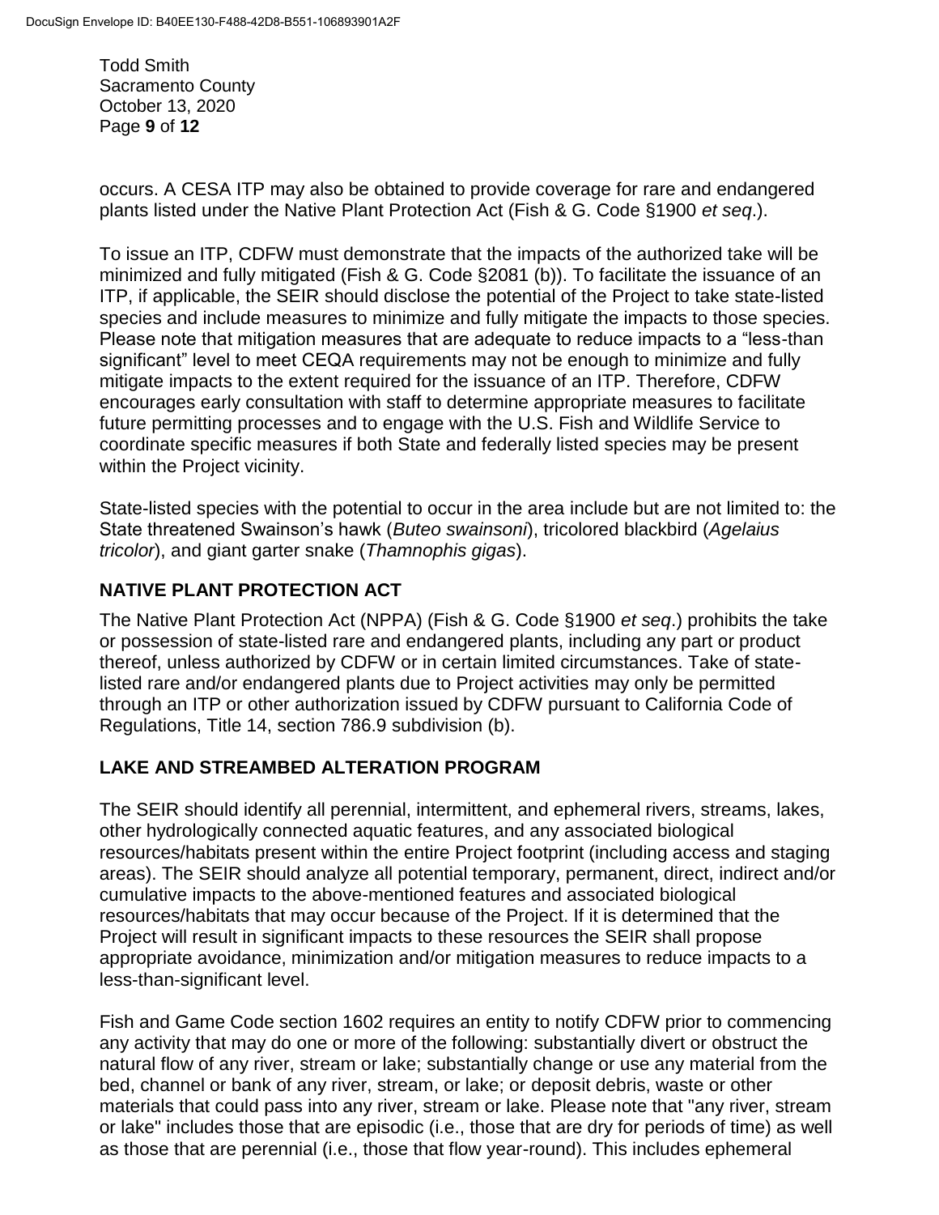occurs. A CESA ITP may also be obtained to provide coverage for rare and endangered plants listed under the Native Plant Protection Act (Fish & G. Code §1900 *et seq*.).

To issue an ITP, CDFW must demonstrate that the impacts of the authorized take will be minimized and fully mitigated (Fish & G. Code §2081 (b)). To facilitate the issuance of an ITP, if applicable, the SEIR should disclose the potential of the Project to take state-listed species and include measures to minimize and fully mitigate the impacts to those species. Please note that mitigation measures that are adequate to reduce impacts to a "less-than significant" level to meet CEQA requirements may not be enough to minimize and fully mitigate impacts to the extent required for the issuance of an ITP. Therefore, CDFW encourages early consultation with staff to determine appropriate measures to facilitate future permitting processes and to engage with the U.S. Fish and Wildlife Service to coordinate specific measures if both State and federally listed species may be present within the Project vicinity.

State-listed species with the potential to occur in the area include but are not limited to: the State threatened Swainson's hawk (*Buteo swainsoni*), tricolored blackbird (*Agelaius tricolor*), and giant garter snake (*Thamnophis gigas*).

## NATIVE PLANT PROTECTION ACT

The Native Plant Protection Act (NPPA) (Fish & G. Code §1900 *et seq*.) prohibits the take or possession of state-listed rare and endangered plants, including any part or product thereof, unless authorized by CDFW or in certain limited circumstances. Take of state-listed rare and/or endangered plants due to Project activities may only be permitted through an ITP or other authorization issued by CDFW pursuant to California Code of Regulations, Title 14, section 786.9 subdivision (b).

## LAKE AND STREAMBED ALTERATION PROGRAM

The SEIR should identify all perennial, intermittent, and ephemeral rivers, streams, lakes, other hydrologically connected aquatic features, and any associated biological resources/habitats present within the entire Project footprint (including access and staging areas). The SEIR should analyze all potential temporary, permanent, direct, indirect and/or cumulative impacts to the above-mentioned features and associated biological resources/habitats that may occur because of the Project. If it is determined that the Project will result in significant impacts to these resources the SEIR shall propose appropriate avoidance, minimization and/or mitigation measures to reduce impacts to a less-than-significant level.

Fish and Game Code section 1602 requires an entity to notify CDFW prior to commencing any activity that may do one or more of the following: substantially divert or obstruct the natural flow of any river, stream or lake; substantially change or use any material from the bed, channel or bank of any river, stream, or lake; or deposit debris, waste or other materials that could pass into any river, stream or lake. Please note that "any river, stream or lake" includes those that are episodic (i.e., those that are dry for periods of time) as well as those that are perennial (i.e., those that flow year-round). This includes ephemeral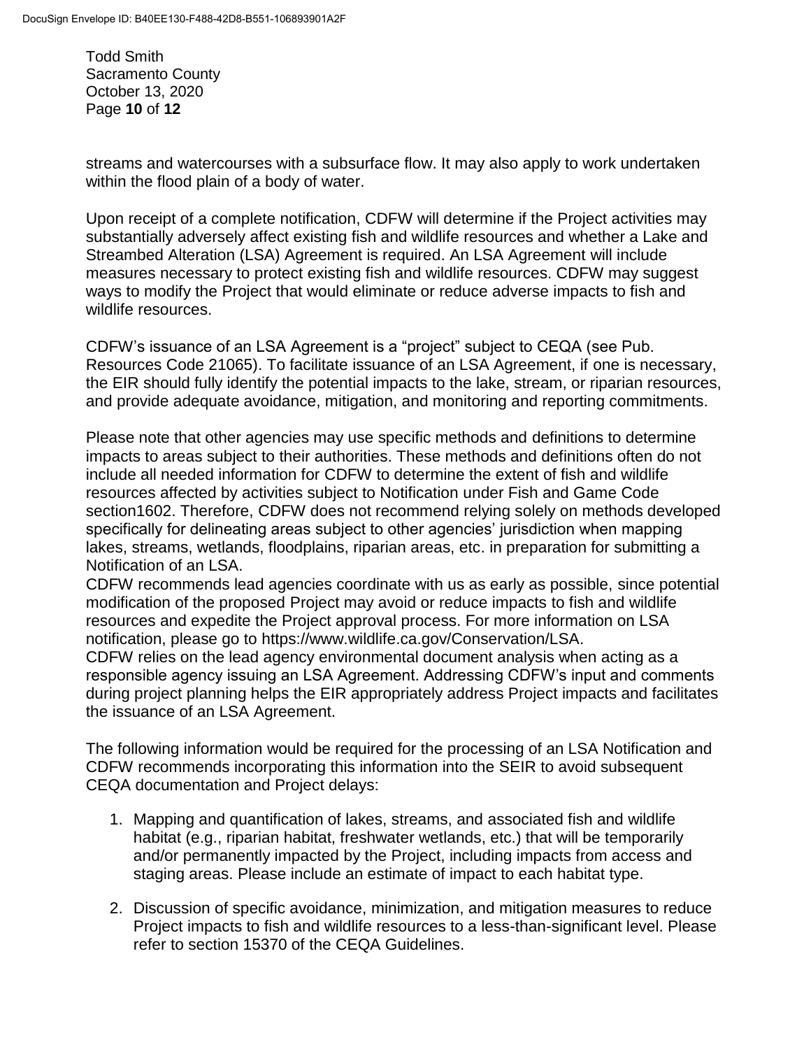streams and watercourses with a subsurface flow. It may also apply to work undertaken within the flood plain of a body of water.

Upon receipt of a complete notification, CDFW will determine if the Project activities may substantially adversely affect existing fish and wildlife resources and whether a Lake and Streambed Alteration (LSA) Agreement is required. An LSA Agreement will include measures necessary to protect existing fish and wildlife resources. CDFW may suggest ways to modify the Project that would eliminate or reduce adverse impacts to fish and wildlife resources.

CDFW's issuance of an LSA Agreement is a "project" subject to CEQA (see Pub. Resources Code 21065). To facilitate issuance of an LSA Agreement, if one is necessary, the EIR should fully identify the potential impacts to the lake, stream, or riparian resources, and provide adequate avoidance, mitigation, and monitoring and reporting commitments.

Please note that other agencies may use specific methods and definitions to determine impacts to areas subject to their authorities. These methods and definitions often do not include all needed information for CDFW to determine the extent of fish and wildlife resources affected by activities subject to Notification under Fish and Game Code section1602. Therefore, CDFW does not recommend relying solely on methods developed specifically for delineating areas subject to other agencies' jurisdiction when mapping lakes, streams, wetlands, floodplains, riparian areas, etc. in preparation for submitting a Notification of an LSA.

CDFW recommends lead agencies coordinate with us as early as possible, since potential modification of the proposed Project may avoid or reduce impacts to fish and wildlife resources and expedite the Project approval process. For more information on LSA notification, please go to https://www.wildlife.ca.gov/Conservation/LSA.

CDFW relies on the lead agency environmental document analysis when acting as a responsible agency issuing an LSA Agreement. Addressing CDFW's input and comments during project planning helps the EIR appropriately address Project impacts and facilitates the issuance of an LSA Agreement.

The following information would be required for the processing of an LSA Notification and CDFW recommends incorporating this information into the SEIR to avoid subsequent CEQA documentation and Project delays:

1. Mapping and quantification of lakes, streams, and associated fish and wildlife habitat (e.g., riparian habitat, freshwater wetlands, etc.) that will be temporarily and/or permanently impacted by the Project, including impacts from access and staging areas. Please include an estimate of impact to each habitat type.

2. Discussion of specific avoidance, minimization, and mitigation measures to reduce Project impacts to fish and wildlife resources to a less-than-significant level. Please refer to section 15370 of the CEQA Guidelines.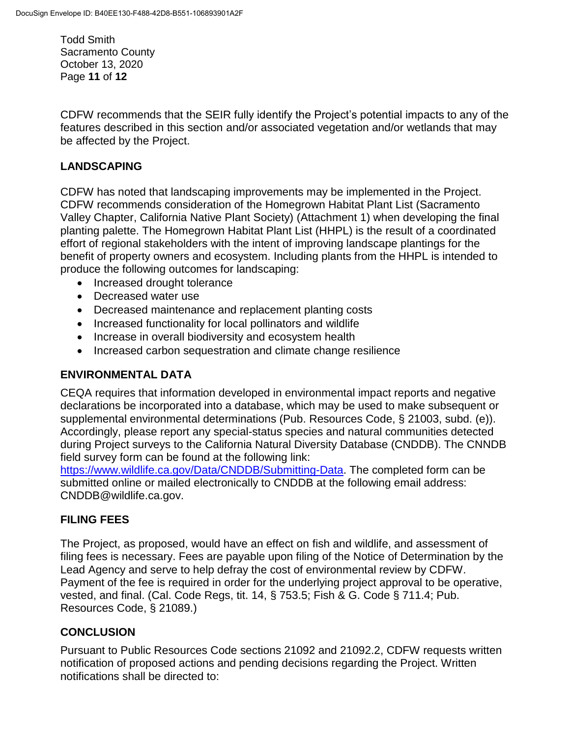CDFW recommends that the SEIR fully identify the Project's potential impacts to any of the features described in this section and/or associated vegetation and/or wetlands that may be affected by the Project.

## LANDSCAPING

CDFW has noted that landscaping improvements may be implemented in the Project. CDFW recommends consideration of the Homegrown Habitat Plant List (Sacramento Valley Chapter, California Native Plant Society) (Attachment 1) when developing the final planting palette. The Homegrown Habitat Plant List (HHPL) is the result of a coordinated effort of regional stakeholders with the intent of improving landscape plantings for the benefit of property owners and ecosystem. Including plants from the HHPL is intended to produce the following outcomes for landscaping:

- Increased drought tolerance
- Decreased water use
- Decreased maintenance and replacement planting costs
- Increased functionality for local pollinators and wildlife
- Increase in overall biodiversity and ecosystem health
- Increased carbon sequestration and climate change resilience

## ENVIRONMENTAL DATA

CEQA requires that information developed in environmental impact reports and negative declarations be incorporated into a database, which may be used to make subsequent or supplemental environmental determinations (Pub. Resources Code, § 21003, subd. (e)). Accordingly, please report any special-status species and natural communities detected during Project surveys to the California Natural Diversity Database (CNDDB). The CNNDB field survey form can be found at the following link: https://www.wildlife.ca.gov/Data/CNDDB/Submitting-Data. The completed form can be submitted online or mailed electronically to CNDDB at the following email address: CNDDB@wildlife.ca.gov.

## FILING FEES

The Project, as proposed, would have an effect on fish and wildlife, and assessment of filing fees is necessary. Fees are payable upon filing of the Notice of Determination by the Lead Agency and serve to help defray the cost of environmental review by CDFW. Payment of the fee is required in order for the underlying project approval to be operative, vested, and final. (Cal. Code Regs, tit. 14, § 753.5; Fish & G. Code § 711.4; Pub. Resources Code, § 21089.)

## CONCLUSION

Pursuant to Public Resources Code sections 21092 and 21092.2, CDFW requests written notification of proposed actions and pending decisions regarding the Project. Written notifications shall be directed to: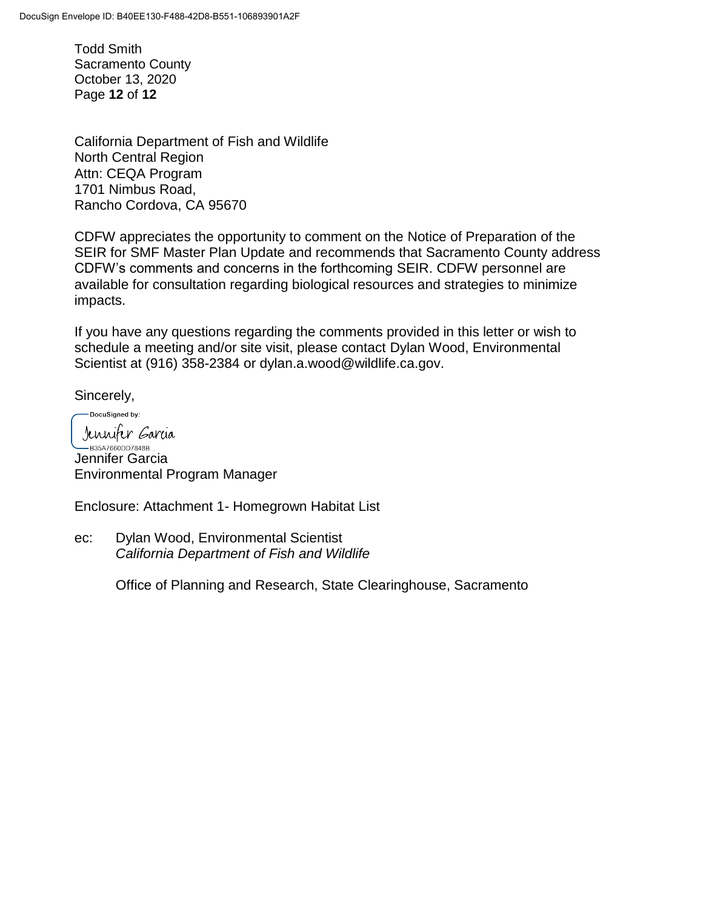California Department of Fish and Wildlife
North Central Region
Attn: CEQA Program
1701 Nimbus Road,
Rancho Cordova, CA 95670

CDFW appreciates the opportunity to comment on the Notice of Preparation of the SEIR for SMF Master Plan Update and recommends that Sacramento County address CDFW's comments and concerns in the forthcoming SEIR. CDFW personnel are available for consultation regarding biological resources and strategies to minimize impacts.

If you have any questions regarding the comments provided in this letter or wish to schedule a meeting and/or site visit, please contact Dylan Wood, Environmental Scientist at (916) 358-2384 or dylan.a.wood@wildlife.ca.gov.

Sincerely,

DocuSigned by:
Jennifer Garcia
B35A7660DD7848B

Jennifer Garcia
Environmental Program Manager

Enclosure: Attachment 1- Homegrown Habitat List

ec: Dylan Wood, Environmental Scientist
*California Department of Fish and Wildlife*

Office of Planning and Research, State Clearinghouse, Sacramento